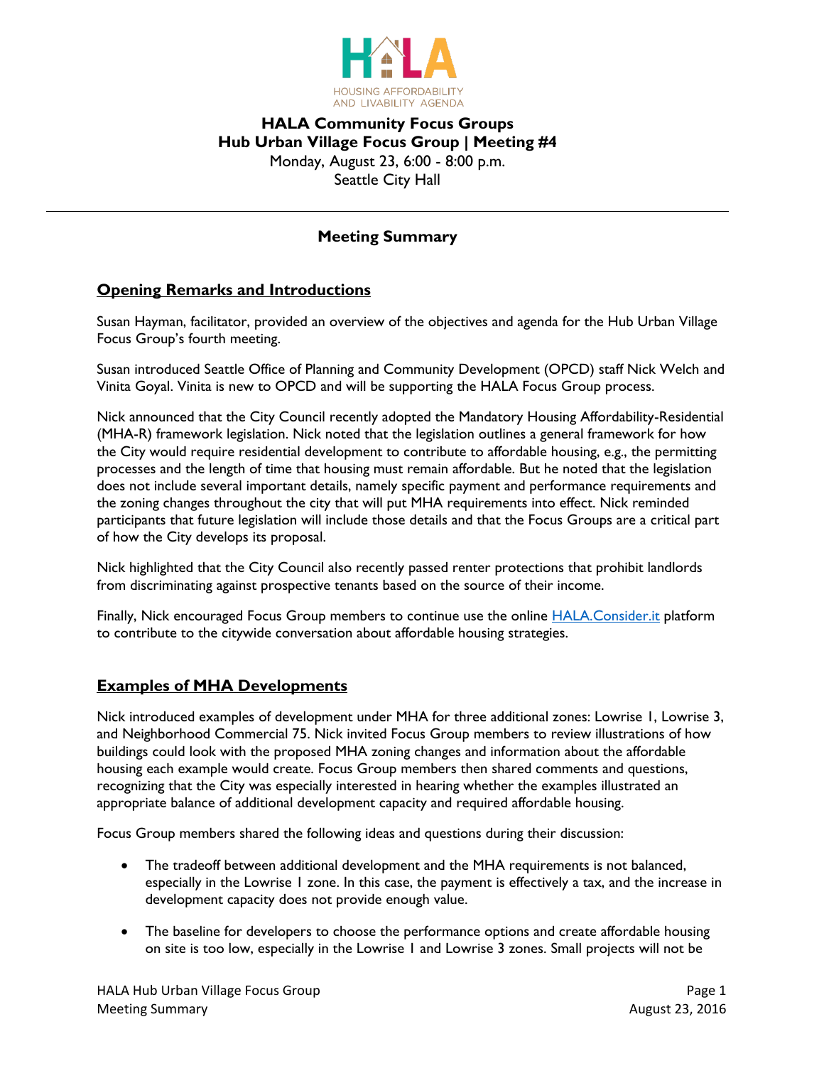HOUSING AFFORDABILITY AND LIVABILITY AGENDA

# HALA Community Focus Groups
## Hub Urban Village Focus Group | Meeting #4

Monday, August 23, 6:00 - 8:00 p.m.
Seattle City Hall

---

## Meeting Summary

### Opening Remarks and Introductions

Susan Hayman, facilitator, provided an overview of the objectives and agenda for the Hub Urban Village Focus Group's fourth meeting.

Susan introduced Seattle Office of Planning and Community Development (OPCD) staff Nick Welch and Vinita Goyal. Vinita is new to OPCD and will be supporting the HALA Focus Group process.

Nick announced that the City Council recently adopted the Mandatory Housing Affordability-Residential (MHA-R) framework legislation. Nick noted that the legislation outlines a general framework for how the City would require residential development to contribute to affordable housing, e.g., the permitting processes and the length of time that housing must remain affordable. But he noted that the legislation does not include several important details, namely specific payment and performance requirements and the zoning changes throughout the city that will put MHA requirements into effect. Nick reminded participants that future legislation will include those details and that the Focus Groups are a critical part of how the City develops its proposal.

Nick highlighted that the City Council also recently passed renter protections that prohibit landlords from discriminating against prospective tenants based on the source of their income.

Finally, Nick encouraged Focus Group members to continue use the online [HALA.Consider.it](HALA.Consider.it) platform to contribute to the citywide conversation about affordable housing strategies.

### Examples of MHA Developments

Nick introduced examples of development under MHA for three additional zones: Lowrise 1, Lowrise 3, and Neighborhood Commercial 75. Nick invited Focus Group members to review illustrations of how buildings could look with the proposed MHA zoning changes and information about the affordable housing each example would create. Focus Group members then shared comments and questions, recognizing that the City was especially interested in hearing whether the examples illustrated an appropriate balance of additional development capacity and required affordable housing.

Focus Group members shared the following ideas and questions during their discussion:

- The tradeoff between additional development and the MHA requirements is not balanced, especially in the Lowrise 1 zone. In this case, the payment is effectively a tax, and the increase in development capacity does not provide enough value.
- The baseline for developers to choose the performance options and create affordable housing on site is too low, especially in the Lowrise 1 and Lowrise 3 zones. Small projects will not be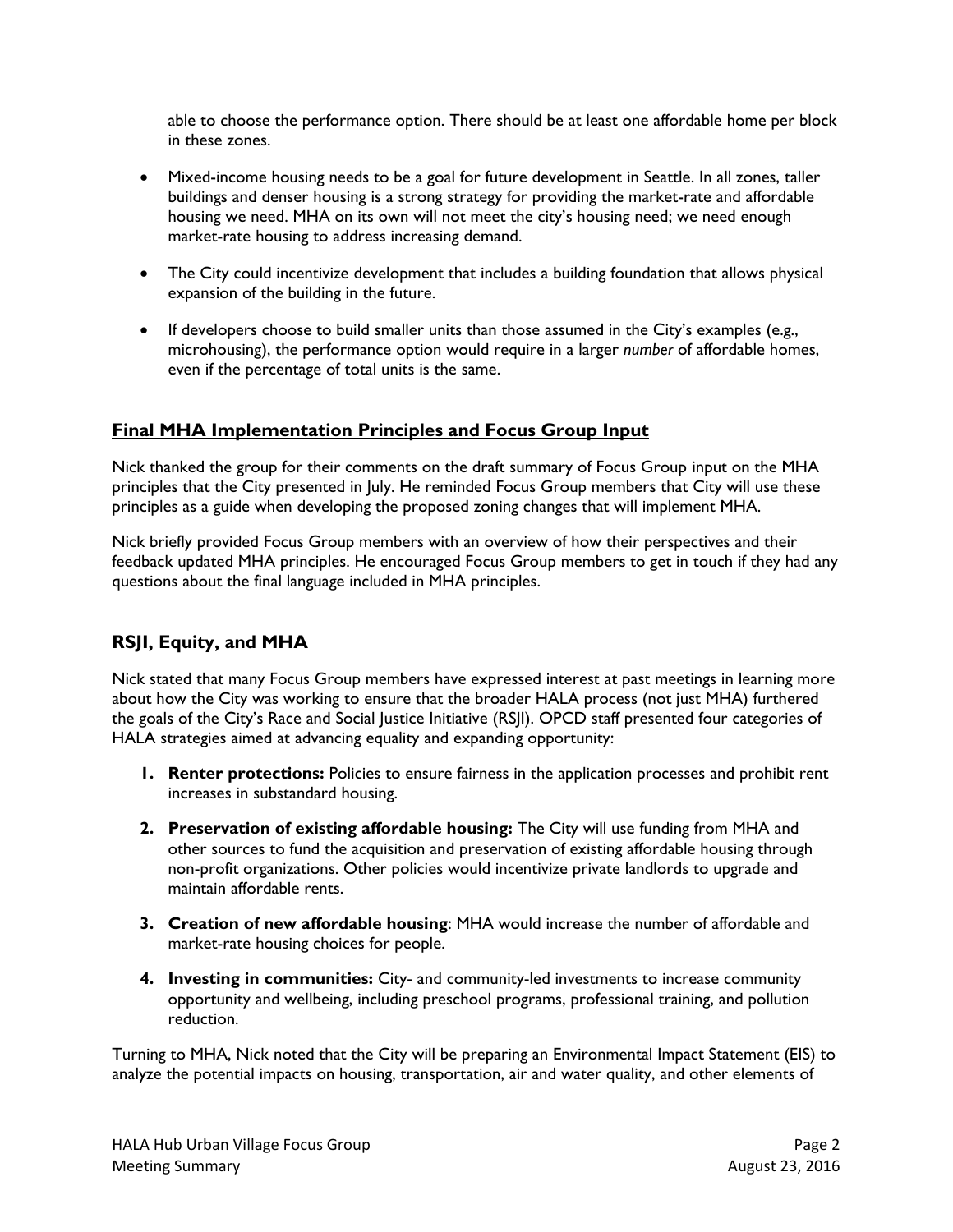able to choose the performance option. There should be at least one affordable home per block in these zones.

- Mixed-income housing needs to be a goal for future development in Seattle. In all zones, taller buildings and denser housing is a strong strategy for providing the market-rate and affordable housing we need. MHA on its own will not meet the city's housing need; we need enough market-rate housing to address increasing demand.

- The City could incentivize development that includes a building foundation that allows physical expansion of the building in the future.

- If developers choose to build smaller units than those assumed in the City's examples (e.g., microhousing), the performance option would require in a larger *number* of affordable homes, even if the percentage of total units is the same.

## Final MHA Implementation Principles and Focus Group Input

Nick thanked the group for their comments on the draft summary of Focus Group input on the MHA principles that the City presented in July. He reminded Focus Group members that City will use these principles as a guide when developing the proposed zoning changes that will implement MHA.

Nick briefly provided Focus Group members with an overview of how their perspectives and their feedback updated MHA principles. He encouraged Focus Group members to get in touch if they had any questions about the final language included in MHA principles.

## RSJI, Equity, and MHA

Nick stated that many Focus Group members have expressed interest at past meetings in learning more about how the City was working to ensure that the broader HALA process (not just MHA) furthered the goals of the City's Race and Social Justice Initiative (RSJI). OPCD staff presented four categories of HALA strategies aimed at advancing equality and expanding opportunity:

1. **Renter protections:** Policies to ensure fairness in the application processes and prohibit rent increases in substandard housing.
2. **Preservation of existing affordable housing:** The City will use funding from MHA and other sources to fund the acquisition and preservation of existing affordable housing through non-profit organizations. Other policies would incentivize private landlords to upgrade and maintain affordable rents.
3. **Creation of new affordable housing**: MHA would increase the number of affordable and market-rate housing choices for people.
4. **Investing in communities:** City- and community-led investments to increase community opportunity and wellbeing, including preschool programs, professional training, and pollution reduction.

Turning to MHA, Nick noted that the City will be preparing an Environmental Impact Statement (EIS) to analyze the potential impacts on housing, transportation, air and water quality, and other elements of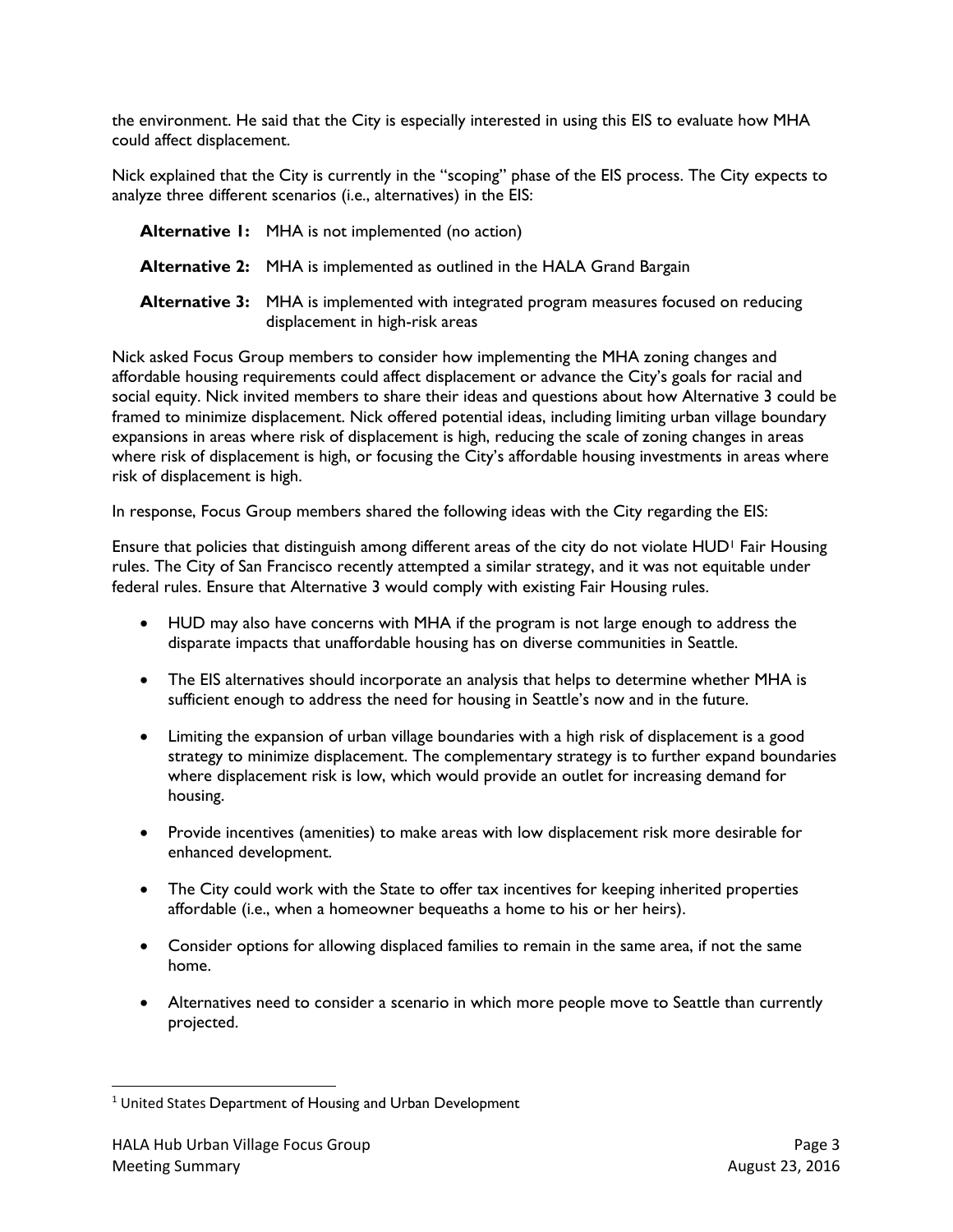the environment. He said that the City is especially interested in using this EIS to evaluate how MHA could affect displacement.

Nick explained that the City is currently in the "scoping" phase of the EIS process. The City expects to analyze three different scenarios (i.e., alternatives) in the EIS:

**Alternative 1:** MHA is not implemented (no action)

**Alternative 2:** MHA is implemented as outlined in the HALA Grand Bargain

**Alternative 3:** MHA is implemented with integrated program measures focused on reducing displacement in high-risk areas

Nick asked Focus Group members to consider how implementing the MHA zoning changes and affordable housing requirements could affect displacement or advance the City's goals for racial and social equity. Nick invited members to share their ideas and questions about how Alternative 3 could be framed to minimize displacement. Nick offered potential ideas, including limiting urban village boundary expansions in areas where risk of displacement is high, reducing the scale of zoning changes in areas where risk of displacement is high, or focusing the City's affordable housing investments in areas where risk of displacement is high.

In response, Focus Group members shared the following ideas with the City regarding the EIS:

Ensure that policies that distinguish among different areas of the city do not violate HUD[1] Fair Housing rules. The City of San Francisco recently attempted a similar strategy, and it was not equitable under federal rules. Ensure that Alternative 3 would comply with existing Fair Housing rules.

- HUD may also have concerns with MHA if the program is not large enough to address the disparate impacts that unaffordable housing has on diverse communities in Seattle.
- The EIS alternatives should incorporate an analysis that helps to determine whether MHA is sufficient enough to address the need for housing in Seattle's now and in the future.
- Limiting the expansion of urban village boundaries with a high risk of displacement is a good strategy to minimize displacement. The complementary strategy is to further expand boundaries where displacement risk is low, which would provide an outlet for increasing demand for housing.
- Provide incentives (amenities) to make areas with low displacement risk more desirable for enhanced development.
- The City could work with the State to offer tax incentives for keeping inherited properties affordable (i.e., when a homeowner bequeaths a home to his or her heirs).
- Consider options for allowing displaced families to remain in the same area, if not the same home.
- Alternatives need to consider a scenario in which more people move to Seattle than currently projected.

[1] United States Department of Housing and Urban Development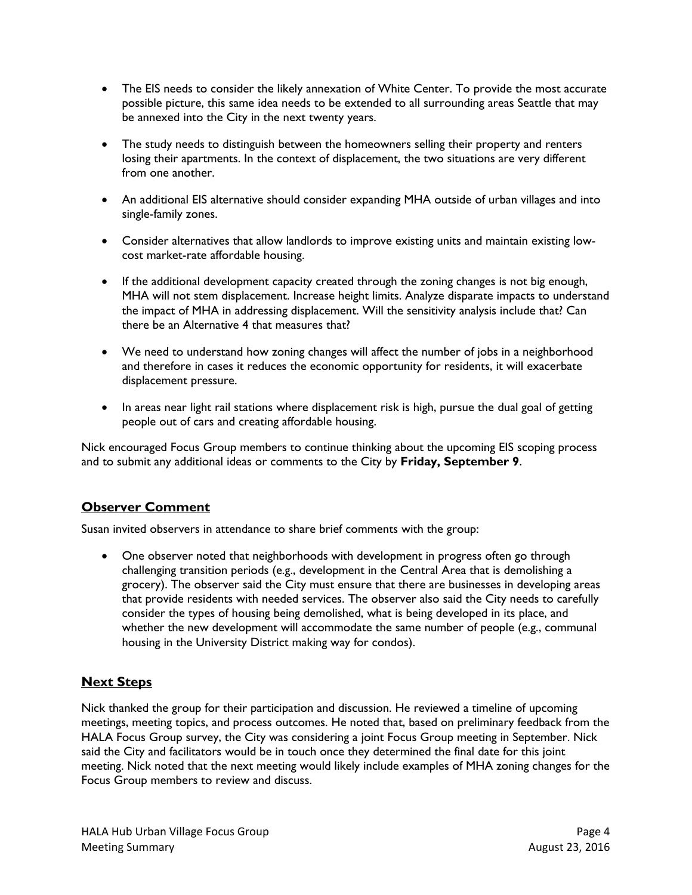- The EIS needs to consider the likely annexation of White Center. To provide the most accurate possible picture, this same idea needs to be extended to all surrounding areas Seattle that may be annexed into the City in the next twenty years.
- The study needs to distinguish between the homeowners selling their property and renters losing their apartments. In the context of displacement, the two situations are very different from one another.
- An additional EIS alternative should consider expanding MHA outside of urban villages and into single-family zones.
- Consider alternatives that allow landlords to improve existing units and maintain existing low-cost market-rate affordable housing.
- If the additional development capacity created through the zoning changes is not big enough, MHA will not stem displacement. Increase height limits. Analyze disparate impacts to understand the impact of MHA in addressing displacement. Will the sensitivity analysis include that? Can there be an Alternative 4 that measures that?
- We need to understand how zoning changes will affect the number of jobs in a neighborhood and therefore in cases it reduces the economic opportunity for residents, it will exacerbate displacement pressure.
- In areas near light rail stations where displacement risk is high, pursue the dual goal of getting people out of cars and creating affordable housing.

Nick encouraged Focus Group members to continue thinking about the upcoming EIS scoping process and to submit any additional ideas or comments to the City by **Friday, September 9**.

## Observer Comment

Susan invited observers in attendance to share brief comments with the group:

- One observer noted that neighborhoods with development in progress often go through challenging transition periods (e.g., development in the Central Area that is demolishing a grocery). The observer said the City must ensure that there are businesses in developing areas that provide residents with needed services. The observer also said the City needs to carefully consider the types of housing being demolished, what is being developed in its place, and whether the new development will accommodate the same number of people (e.g., communal housing in the University District making way for condos).

## Next Steps

Nick thanked the group for their participation and discussion. He reviewed a timeline of upcoming meetings, meeting topics, and process outcomes. He noted that, based on preliminary feedback from the HALA Focus Group survey, the City was considering a joint Focus Group meeting in September. Nick said the City and facilitators would be in touch once they determined the final date for this joint meeting. Nick noted that the next meeting would likely include examples of MHA zoning changes for the Focus Group members to review and discuss.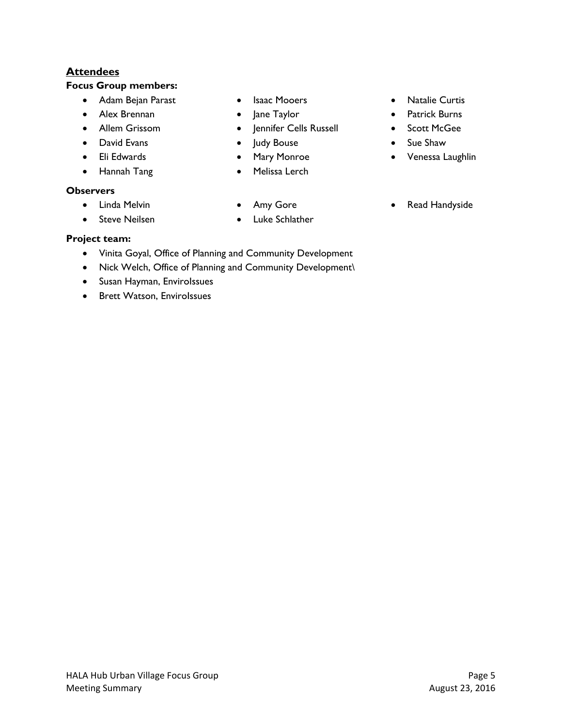## Attendees

**Focus Group members:**

- Adam Bejan Parast
- Alex Brennan
- Allem Grissom
- David Evans
- Eli Edwards
- Hannah Tang
- Isaac Mooers
- Jane Taylor
- Jennifer Cells Russell
- Judy Bouse
- Mary Monroe
- Melissa Lerch
- Natalie Curtis
- Patrick Burns
- Scott McGee
- Sue Shaw
- Venessa Laughlin

**Observers**

- Linda Melvin
- Steve Neilsen
- Amy Gore
- Luke Schlather
- Read Handyside

**Project team:**

- Vinita Goyal, Office of Planning and Community Development
- Nick Welch, Office of Planning and Community Development\
- Susan Hayman, EnviroIssues
- Brett Watson, EnviroIssues